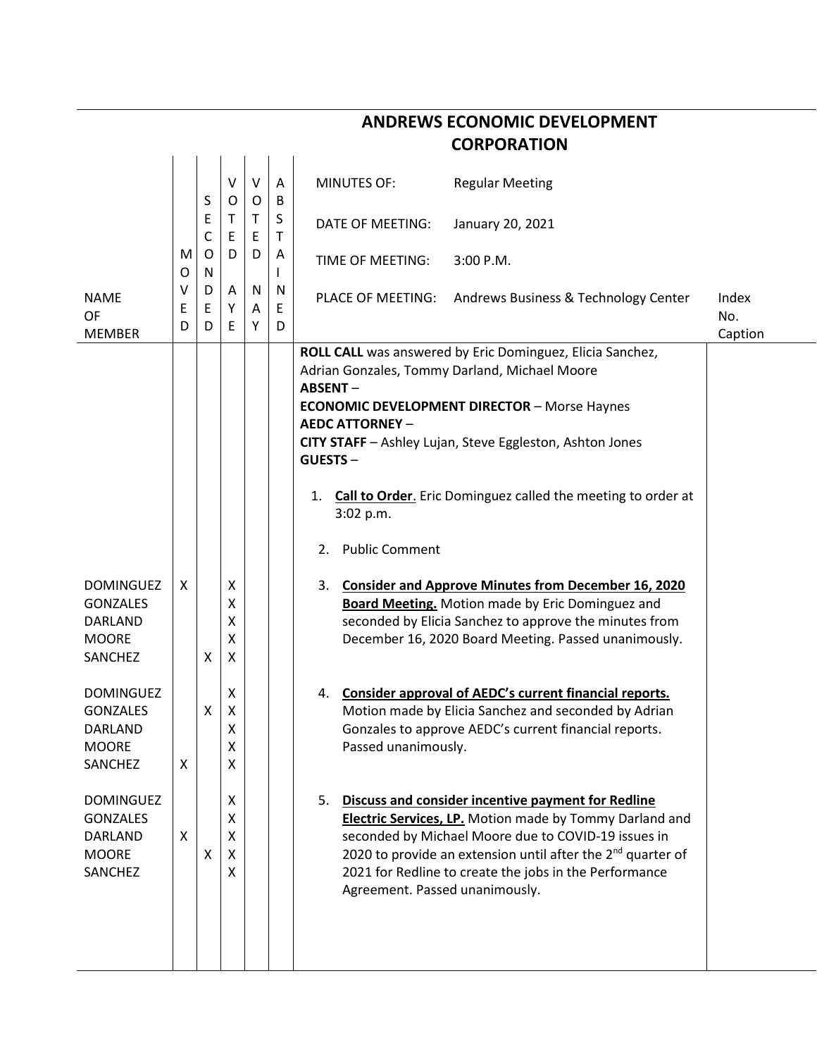# ANDREWS ECONOMIC DEVELOPMENT CORPORATION

MINUTES OF: Regular Meeting

DATE OF MEETING: January 20, 2021

TIME OF MEETING: 3:00 P.M.

PLACE OF MEETING: Andrews Business & Technology Center

| NAME OF MEMBER | MOVED | SECONDED | VOTED AYE | VOTED NAY | ABSTAINED | | Index No. Caption |
|---|---|---|---|---|---|---|---|
| | | | | | | **ROLL CALL** was answered by Eric Dominguez, Elicia Sanchez, Adrian Gonzales, Tommy Darland, Michael Moore<br>**ABSENT** –<br>**ECONOMIC DEVELOPMENT DIRECTOR** – Morse Haynes<br>**AEDC ATTORNEY** –<br>**CITY STAFF** – Ashley Lujan, Steve Eggleston, Ashton Jones<br>**GUESTS** –<br><br>1. **Call to Order**. Eric Dominguez called the meeting to order at 3:02 p.m.<br><br>2. Public Comment | |
| DOMINGUEZ | X | | X | | | 3. **Consider and Approve Minutes from December 16, 2020 Board Meeting.** Motion made by Eric Dominguez and seconded by Elicia Sanchez to approve the minutes from December 16, 2020 Board Meeting. Passed unanimously. | |
| GONZALES | | | X | | | | |
| DARLAND | | | X | | | | |
| MOORE | | | X | | | | |
| SANCHEZ | | X | X | | | | |
| DOMINGUEZ | | | X | | | 4. **Consider approval of AEDC's current financial reports.** Motion made by Elicia Sanchez and seconded by Adrian Gonzales to approve AEDC's current financial reports. Passed unanimously. | |
| GONZALES | | X | X | | | | |
| DARLAND | | | X | | | | |
| MOORE | | | X | | | | |
| SANCHEZ | X | | X | | | | |
| DOMINGUEZ | | | X | | | 5. **Discuss and consider incentive payment for Redline Electric Services, LP.** Motion made by Tommy Darland and seconded by Michael Moore due to COVID-19 issues in 2020 to provide an extension until after the 2nd quarter of 2021 for Redline to create the jobs in the Performance Agreement. Passed unanimously. | |
| GONZALES | | | X | | | | |
| DARLAND | X | | X | | | | |
| MOORE | | X | X | | | | |
| SANCHEZ | | | X | | | | |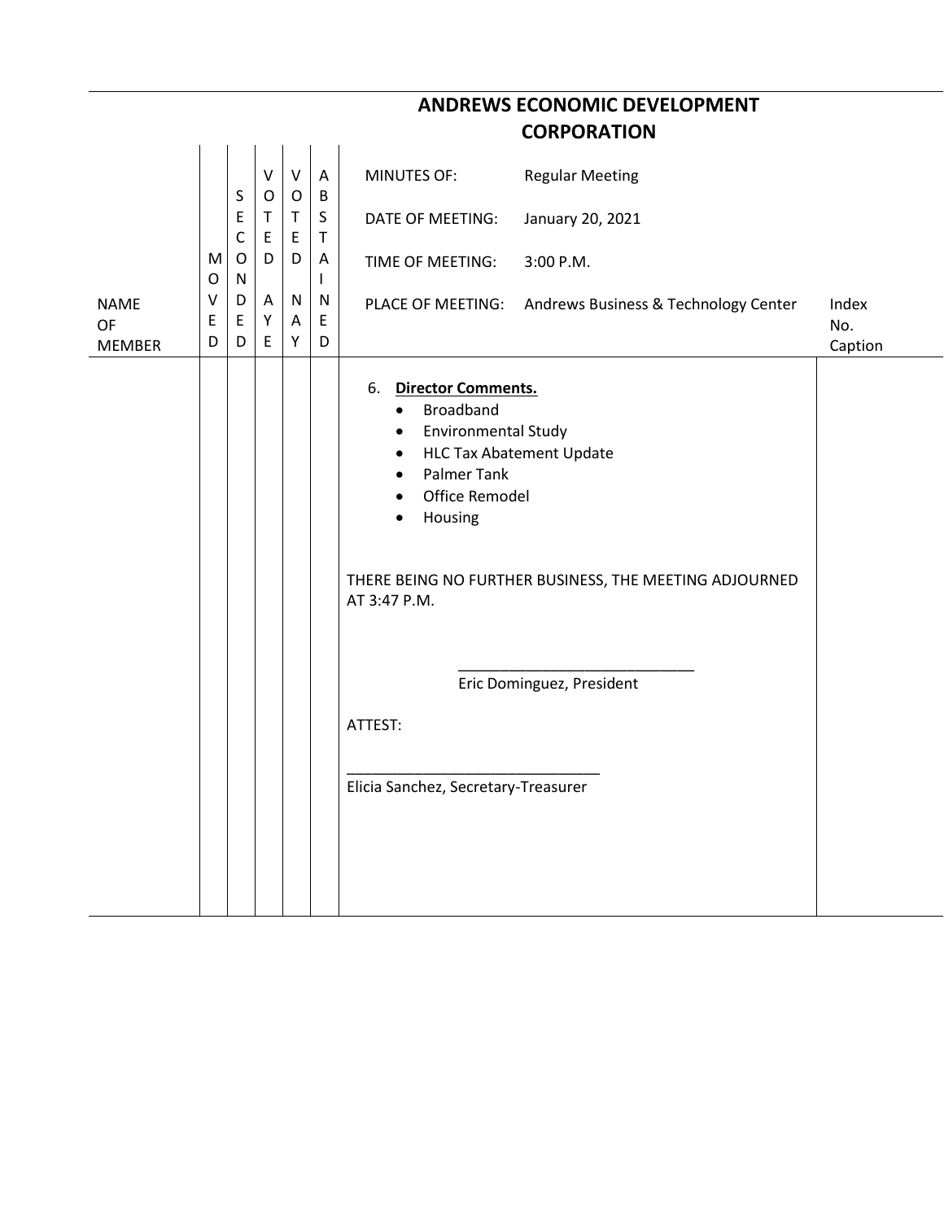# ANDREWS ECONOMIC DEVELOPMENT CORPORATION

| NAME OF MEMBER | MOVED | SECONDED | VOTED AYE | VOTED NAY | ABSTAINED | MINUTES OF: Regular Meeting<br>DATE OF MEETING: January 20, 2021<br>TIME OF MEETING: 3:00 P.M.<br>PLACE OF MEETING: Andrews Business & Technology Center | Index No. Caption |
|---|---|---|---|---|---|---|---|
| | | | | | | 6. **Director Comments.**<br>• Broadband<br>• Environmental Study<br>• HLC Tax Abatement Update<br>• Palmer Tank<br>• Office Remodel<br>• Housing<br><br>THERE BEING NO FURTHER BUSINESS, THE MEETING ADJOURNED AT 3:47 P.M.<br><br>____________________________<br>Eric Dominguez, President<br><br>ATTEST:<br><br>______________________________<br>Elicia Sanchez, Secretary-Treasurer | |